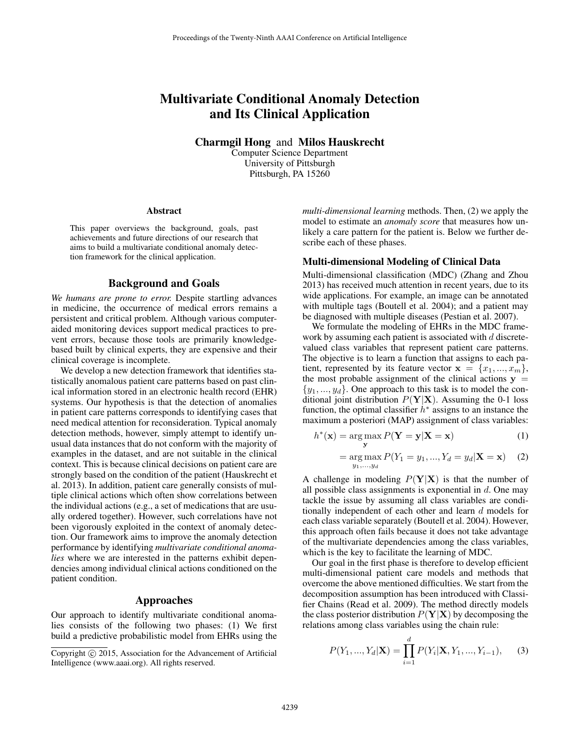# Multivariate Conditional Anomaly Detection and Its Clinical Application

**Charmgil Hong** and **Milos Hauskrecht**
Computer Science Department
University of Pittsburgh
Pittsburgh, PA 15260

### Abstract

This paper overviews the background, goals, past achievements and future directions of our research that aims to build a multivariate conditional anomaly detection framework for the clinical application.

## Background and Goals

*We humans are prone to error.* Despite startling advances in medicine, the occurrence of medical errors remains a persistent and critical problem. Although various computer-aided monitoring devices support medical practices to prevent errors, because those tools are primarily knowledge-based built by clinical experts, they are expensive and their clinical coverage is incomplete.

We develop a new detection framework that identifies statistically anomalous patient care patterns based on past clinical information stored in an electronic health record (EHR) systems. Our hypothesis is that the detection of anomalies in patient care patterns corresponds to identifying cases that need medical attention for reconsideration. Typical anomaly detection methods, however, simply attempt to identify unusual data instances that do not conform with the majority of examples in the dataset, and are not suitable in the clinical context. This is because clinical decisions on patient care are strongly based on the condition of the patient (Hauskrecht et al. 2013). In addition, patient care generally consists of multiple clinical actions which often show correlations between the individual actions (e.g., a set of medications that are usually ordered together). However, such correlations have not been vigorously exploited in the context of anomaly detection. Our framework aims to improve the anomaly detection performance by identifying *multivariate conditional anomalies* where we are interested in the patterns exhibit dependencies among individual clinical actions conditioned on the patient condition.

## Approaches

Our approach to identify multivariate conditional anomalies consists of the following two phases: (1) We first build a predictive probabilistic model from EHRs using the *multi-dimensional learning* methods. Then, (2) we apply the model to estimate an *anomaly score* that measures how unlikely a care pattern for the patient is. Below we further describe each of these phases.

### Multi-dimensional Modeling of Clinical Data

Multi-dimensional classification (MDC) (Zhang and Zhou 2013) has received much attention in recent years, due to its wide applications. For example, an image can be annotated with multiple tags (Boutell et al. 2004); and a patient may be diagnosed with multiple diseases (Pestian et al. 2007).

We formulate the modeling of EHRs in the MDC framework by assuming each patient is associated with $d$ discrete-valued class variables that represent patient care patterns. The objective is to learn a function that assigns to each patient, represented by its feature vector $\mathbf{x} = \{x_1, ..., x_m\}$, the most probable assignment of the clinical actions $\mathbf{y} = \{y_1, ..., y_d\}$. One approach to this task is to model the conditional joint distribution $P(\mathbf{Y}|\mathbf{X})$. Assuming the 0-1 loss function, the optimal classifier $h^*$ assigns to an instance the maximum a posteriori (MAP) assignment of class variables:

$$h^*(\mathbf{x}) = \arg\max_{\mathbf{y}} P(\mathbf{Y} = \mathbf{y}|\mathbf{X} = \mathbf{x}) \tag{1}$$

$$= \arg\max_{y_1,...,y_d} P(Y_1 = y_1, ..., Y_d = y_d|\mathbf{X} = \mathbf{x}) \tag{2}$$

A challenge in modeling $P(\mathbf{Y}|\mathbf{X})$ is that the number of all possible class assignments is exponential in $d$. One may tackle the issue by assuming all class variables are conditionally independent of each other and learn $d$ models for each class variable separately (Boutell et al. 2004). However, this approach often fails because it does not take advantage of the multivariate dependencies among the class variables, which is the key to facilitate the learning of MDC.

Our goal in the first phase is therefore to develop efficient multi-dimensional patient care models and methods that overcome the above mentioned difficulties. We start from the decomposition assumption has been introduced with Classifier Chains (Read et al. 2009). The method directly models the class posterior distribution $P(\mathbf{Y}|\mathbf{X})$ by decomposing the relations among class variables using the chain rule:

$$P(Y_1, ..., Y_d|\mathbf{X}) = \prod_{i=1}^{d} P(Y_i|\mathbf{X}, Y_1, ..., Y_{i-1}), \tag{3}$$

Copyright © 2015, Association for the Advancement of Artificial Intelligence (www.aaai.org). All rights reserved.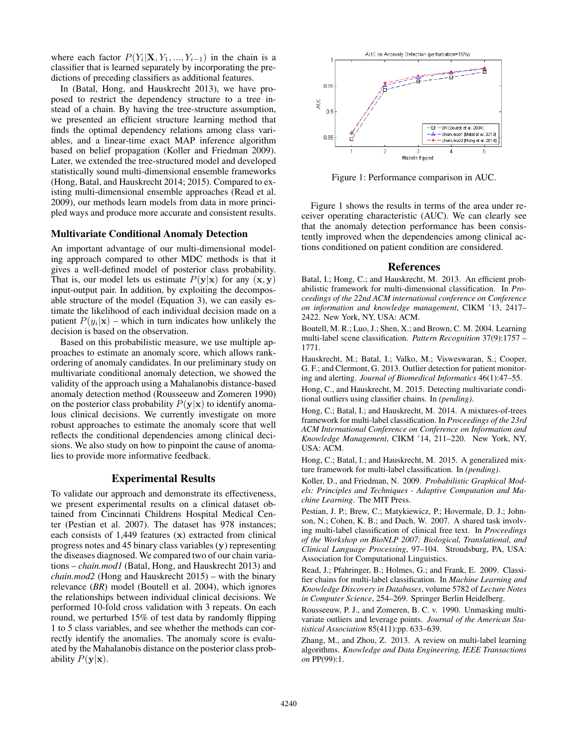where each factor $P(Y_i|\mathbf{X}, Y_1, ..., Y_{i-1})$ in the chain is a classifier that is learned separately by incorporating the predictions of preceding classifiers as additional features.

In (Batal, Hong, and Hauskrecht 2013), we have proposed to restrict the dependency structure to a tree instead of a chain. By having the tree-structure assumption, we presented an efficient structure learning method that finds the optimal dependency relations among class variables, and a linear-time exact MAP inference algorithm based on belief propagation (Koller and Friedman 2009). Later, we extended the tree-structured model and developed statistically sound multi-dimensional ensemble frameworks (Hong, Batal, and Hauskrecht 2014; 2015). Compared to existing multi-dimensional ensemble approaches (Read et al. 2009), our methods learn models from data in more principled ways and produce more accurate and consistent results.

### Multivariate Conditional Anomaly Detection

An important advantage of our multi-dimensional modeling approach compared to other MDC methods is that it gives a well-defined model of posterior class probability. That is, our model lets us estimate $P(\mathbf{y}|\mathbf{x})$ for any $(\mathbf{x}, \mathbf{y})$ input-output pair. In addition, by exploiting the decomposable structure of the model (Equation 3), we can easily estimate the likelihood of each individual decision made on a patient $P(y_i|\mathbf{x})$ – which in turn indicates how unlikely the decision is based on the observation.

Based on this probabilistic measure, we use multiple approaches to estimate an anomaly score, which allows rank-ordering of anomaly candidates. In our preliminary study on multivariate conditional anomaly detection, we showed the validity of the approach using a Mahalanobis distance-based anomaly detection method (Rousseeuw and Zomeren 1990) on the posterior class probability $P(\mathbf{y}|\mathbf{x})$ to identify anomalous clinical decisions. We currently investigate on more robust approaches to estimate the anomaly score that well reflects the conditional dependencies among clinical decisions. We also study on how to pinpoint the cause of anomalies to provide more informative feedback.

## Experimental Results

To validate our approach and demonstrate its effectiveness, we present experimental results on a clinical dataset obtained from Cincinnati Childrens Hospital Medical Center (Pestian et al. 2007). The dataset has 978 instances; each consists of 1,449 features ($\mathbf{x}$) extracted from clinical progress notes and 45 binary class variables ($\mathbf{y}$) representing the diseases diagnosed. We compared two of our chain variations – *chain.mod1* (Batal, Hong, and Hauskrecht 2013) and *chain.mod2* (Hong and Hauskrecht 2015) – with the binary relevance (*BR*) model (Boutell et al. 2004), which ignores the relationships between individual clinical decisions. We performed 10-fold cross validation with 3 repeats. On each round, we perturbed 15% of test data by randomly flipping 1 to 5 class variables, and see whether the methods can correctly identify the anomalies. The anomaly score is evaluated by the Mahalanobis distance on the posterior class probability $P(\mathbf{y}|\mathbf{x})$.

AUC on Anomaly Detection (perturbation=15%)

AUC

1
0.95
0.9
0.85

1 2 3 4 5

#labels flipped

BR [Boutell et al. 2004]
chain.mod1 [Batal et al. 2013]
chain.mod2 [Hong et al. 2014]

Figure 1: Performance comparison in AUC.

Figure 1 shows the results in terms of the area under receiver operating characteristic (AUC). We can clearly see that the anomaly detection performance has been consistently improved when the dependencies among clinical actions conditioned on patient condition are considered.

## References

Batal, I.; Hong, C.; and Hauskrecht, M. 2013. An efficient probabilistic framework for multi-dimensional classification. In *Proceedings of the 22nd ACM international conference on Conference on information and knowledge management*, CIKM '13, 2417–2422. New York, NY, USA: ACM.

Boutell, M. R.; Luo, J.; Shen, X.; and Brown, C. M. 2004. Learning multi-label scene classification. *Pattern Recognition* 37(9):1757 – 1771.

Hauskrecht, M.; Batal, I.; Valko, M.; Visweswaran, S.; Cooper, G. F.; and Clermont, G. 2013. Outlier detection for patient monitoring and alerting. *Journal of Biomedical Informatics* 46(1):47–55.

Hong, C., and Hauskrecht, M. 2015. Detecting multivariate conditional outliers using classifier chains. In *(pending)*.

Hong, C.; Batal, I.; and Hauskrecht, M. 2014. A mixtures-of-trees framework for multi-label classification. In *Proceedings of the 23rd ACM International Conference on Conference on Information and Knowledge Management*, CIKM '14, 211–220. New York, NY, USA: ACM.

Hong, C.; Batal, I.; and Hauskrecht, M. 2015. A generalized mixture framework for multi-label classification. In *(pending)*.

Koller, D., and Friedman, N. 2009. *Probabilistic Graphical Models: Principles and Techniques - Adaptive Computation and Machine Learning*. The MIT Press.

Pestian, J. P.; Brew, C.; Matykiewicz, P.; Hovermale, D. J.; Johnson, N.; Cohen, K. B.; and Duch, W. 2007. A shared task involving multi-label classification of clinical free text. In *Proceedings of the Workshop on BioNLP 2007: Biological, Translational, and Clinical Language Processing*, 97–104. Stroudsburg, PA, USA: Association for Computational Linguistics.

Read, J.; Pfahringer, B.; Holmes, G.; and Frank, E. 2009. Classifier chains for multi-label classification. In *Machine Learning and Knowledge Discovery in Databases*, volume 5782 of *Lecture Notes in Computer Science*, 254–269. Springer Berlin Heidelberg.

Rousseeuw, P. J., and Zomeren, B. C. v. 1990. Unmasking multivariate outliers and leverage points. *Journal of the American Statistical Association* 85(411):pp. 633–639.

Zhang, M., and Zhou, Z. 2013. A review on multi-label learning algorithms. *Knowledge and Data Engineering, IEEE Transactions on* PP(99):1.